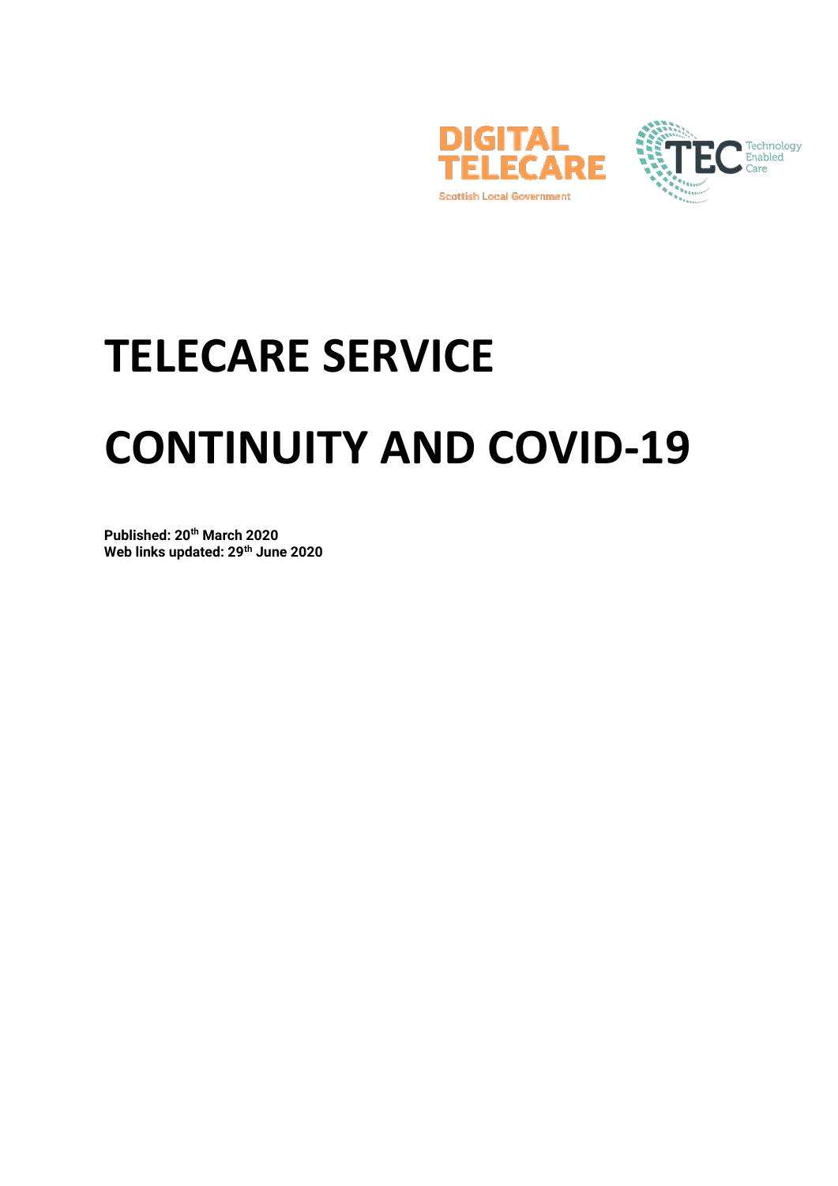# TELECARE SERVICE

# CONTINUITY AND COVID-19

**Published: 20th March 2020**
**Web links updated: 29th June 2020**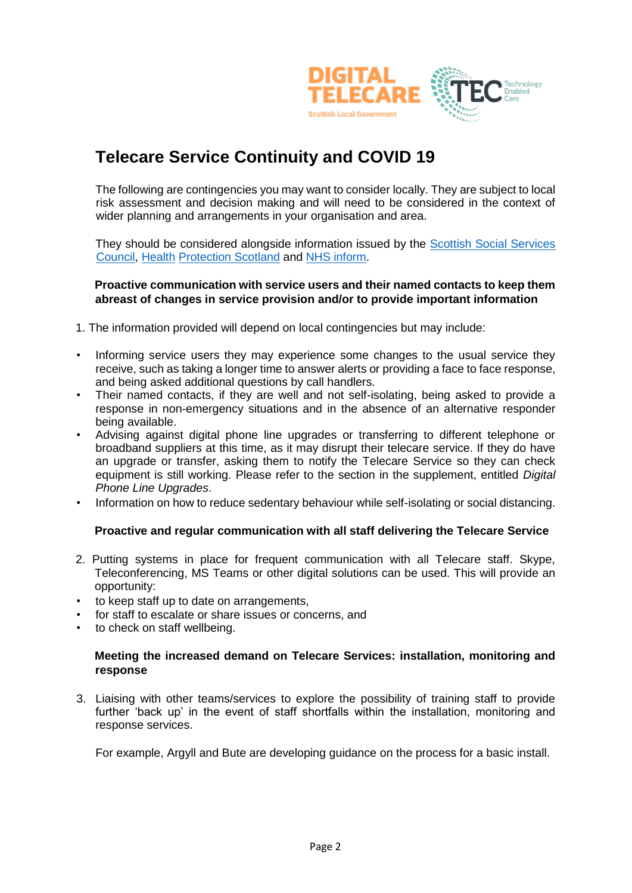# Telecare Service Continuity and COVID 19

The following are contingencies you may want to consider locally. They are subject to local risk assessment and decision making and will need to be considered in the context of wider planning and arrangements in your organisation and area.

They should be considered alongside information issued by the Scottish Social Services Council, Health Protection Scotland and NHS inform.

**Proactive communication with service users and their named contacts to keep them abreast of changes in service provision and/or to provide important information**

1. The information provided will depend on local contingencies but may include:

- Informing service users they may experience some changes to the usual service they receive, such as taking a longer time to answer alerts or providing a face to face response, and being asked additional questions by call handlers.
- Their named contacts, if they are well and not self-isolating, being asked to provide a response in non-emergency situations and in the absence of an alternative responder being available.
- Advising against digital phone line upgrades or transferring to different telephone or broadband suppliers at this time, as it may disrupt their telecare service. If they do have an upgrade or transfer, asking them to notify the Telecare Service so they can check equipment is still working. Please refer to the section in the supplement, entitled *Digital Phone Line Upgrades*.
- Information on how to reduce sedentary behaviour while self-isolating or social distancing.

**Proactive and regular communication with all staff delivering the Telecare Service**

2. Putting systems in place for frequent communication with all Telecare staff. Skype, Teleconferencing, MS Teams or other digital solutions can be used. This will provide an opportunity:

- to keep staff up to date on arrangements,
- for staff to escalate or share issues or concerns, and
- to check on staff wellbeing.

**Meeting the increased demand on Telecare Services: installation, monitoring and response**

3. Liaising with other teams/services to explore the possibility of training staff to provide further 'back up' in the event of staff shortfalls within the installation, monitoring and response services.

   For example, Argyll and Bute are developing guidance on the process for a basic install.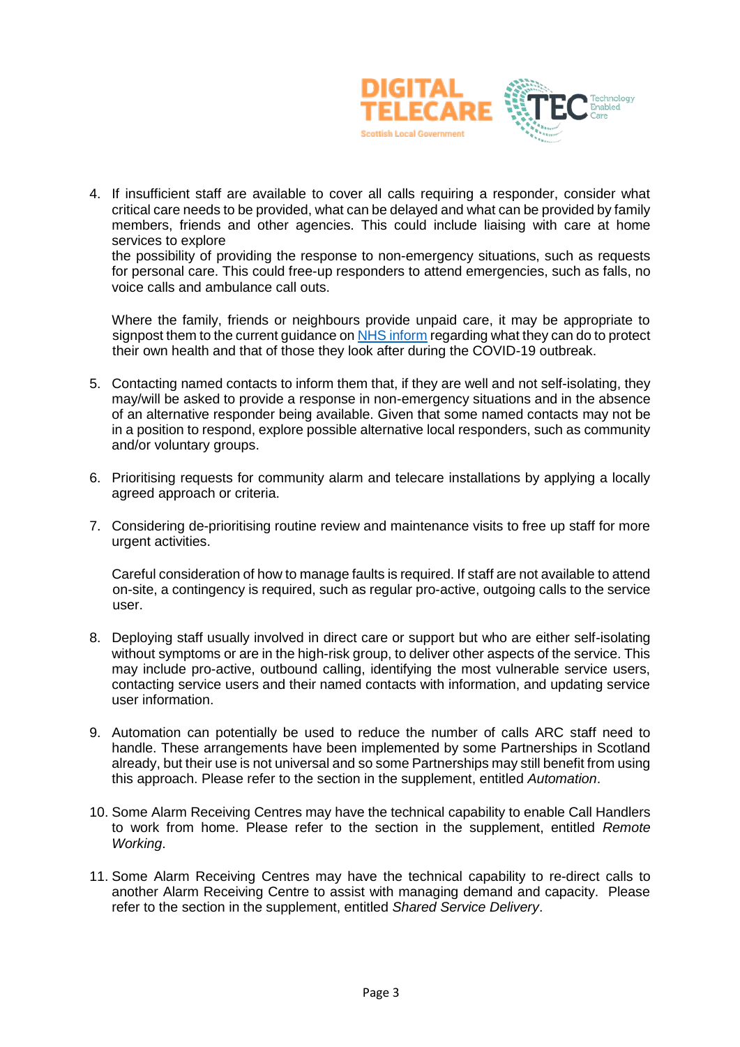4. If insufficient staff are available to cover all calls requiring a responder, consider what critical care needs to be provided, what can be delayed and what can be provided by family members, friends and other agencies. This could include liaising with care at home services to explore the possibility of providing the response to non-emergency situations, such as requests for personal care. This could free-up responders to attend emergencies, such as falls, no voice calls and ambulance call outs.

   Where the family, friends or neighbours provide unpaid care, it may be appropriate to signpost them to the current guidance on NHS inform regarding what they can do to protect their own health and that of those they look after during the COVID-19 outbreak.

5. Contacting named contacts to inform them that, if they are well and not self-isolating, they may/will be asked to provide a response in non-emergency situations and in the absence of an alternative responder being available. Given that some named contacts may not be in a position to respond, explore possible alternative local responders, such as community and/or voluntary groups.

6. Prioritising requests for community alarm and telecare installations by applying a locally agreed approach or criteria.

7. Considering de-prioritising routine review and maintenance visits to free up staff for more urgent activities.

   Careful consideration of how to manage faults is required. If staff are not available to attend on-site, a contingency is required, such as regular pro-active, outgoing calls to the service user.

8. Deploying staff usually involved in direct care or support but who are either self-isolating without symptoms or are in the high-risk group, to deliver other aspects of the service. This may include pro-active, outbound calling, identifying the most vulnerable service users, contacting service users and their named contacts with information, and updating service user information.

9. Automation can potentially be used to reduce the number of calls ARC staff need to handle. These arrangements have been implemented by some Partnerships in Scotland already, but their use is not universal and so some Partnerships may still benefit from using this approach. Please refer to the section in the supplement, entitled *Automation*.

10. Some Alarm Receiving Centres may have the technical capability to enable Call Handlers to work from home. Please refer to the section in the supplement, entitled *Remote Working*.

11. Some Alarm Receiving Centres may have the technical capability to re-direct calls to another Alarm Receiving Centre to assist with managing demand and capacity. Please refer to the section in the supplement, entitled *Shared Service Delivery*.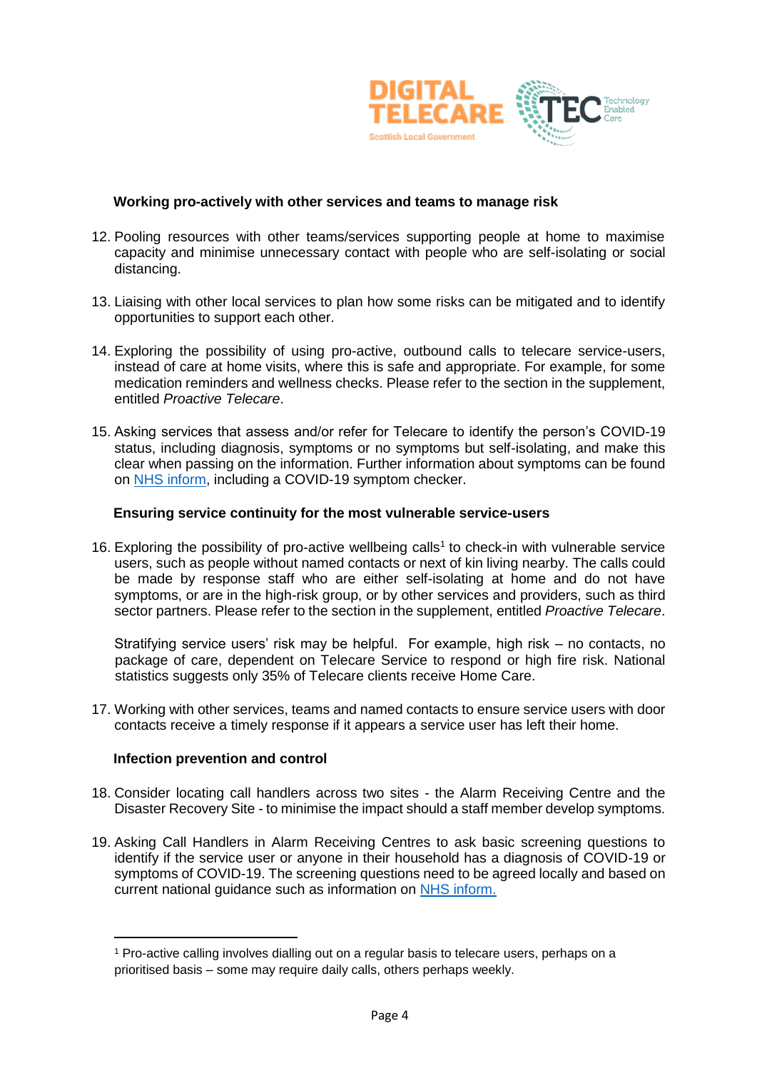### Working pro-actively with other services and teams to manage risk

12. Pooling resources with other teams/services supporting people at home to maximise capacity and minimise unnecessary contact with people who are self-isolating or social distancing.

13. Liaising with other local services to plan how some risks can be mitigated and to identify opportunities to support each other.

14. Exploring the possibility of using pro-active, outbound calls to telecare service-users, instead of care at home visits, where this is safe and appropriate. For example, for some medication reminders and wellness checks. Please refer to the section in the supplement, entitled *Proactive Telecare*.

15. Asking services that assess and/or refer for Telecare to identify the person's COVID-19 status, including diagnosis, symptoms or no symptoms but self-isolating, and make this clear when passing on the information. Further information about symptoms can be found on [NHS inform](NHS inform), including a COVID-19 symptom checker.

### Ensuring service continuity for the most vulnerable service-users

16. Exploring the possibility of pro-active wellbeing calls[1] to check-in with vulnerable service users, such as people without named contacts or next of kin living nearby. The calls could be made by response staff who are either self-isolating at home and do not have symptoms, or are in the high-risk group, or by other services and providers, such as third sector partners. Please refer to the section in the supplement, entitled *Proactive Telecare*.

    Stratifying service users' risk may be helpful. For example, high risk – no contacts, no package of care, dependent on Telecare Service to respond or high fire risk. National statistics suggests only 35% of Telecare clients receive Home Care.

17. Working with other services, teams and named contacts to ensure service users with door contacts receive a timely response if it appears a service user has left their home.

### Infection prevention and control

18. Consider locating call handlers across two sites - the Alarm Receiving Centre and the Disaster Recovery Site - to minimise the impact should a staff member develop symptoms.

19. Asking Call Handlers in Alarm Receiving Centres to ask basic screening questions to identify if the service user or anyone in their household has a diagnosis of COVID-19 or symptoms of COVID-19. The screening questions need to be agreed locally and based on current national guidance such as information on NHS inform.

---

[1] Pro-active calling involves dialling out on a regular basis to telecare users, perhaps on a prioritised basis – some may require daily calls, others perhaps weekly.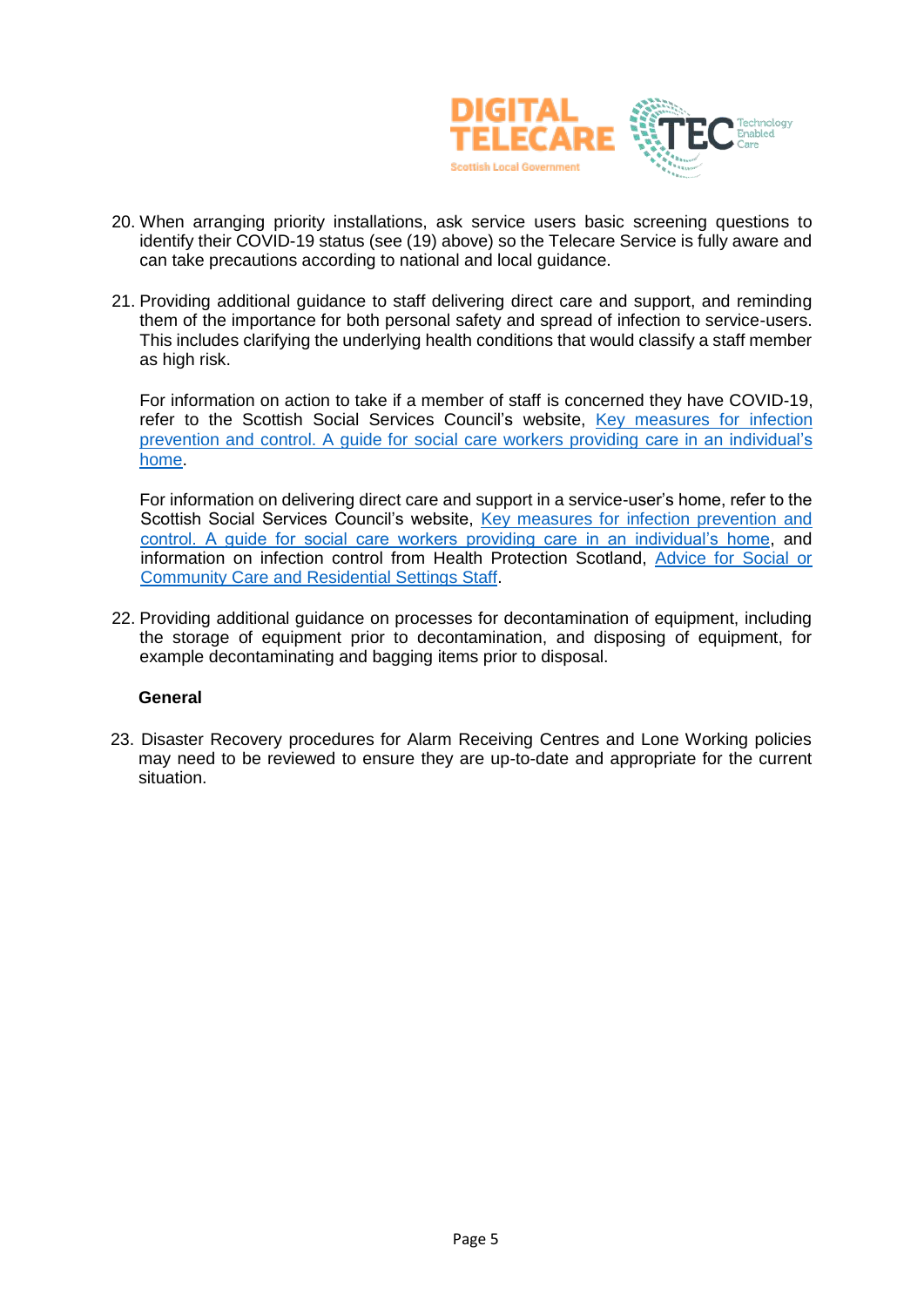20. When arranging priority installations, ask service users basic screening questions to identify their COVID-19 status (see (19) above) so the Telecare Service is fully aware and can take precautions according to national and local guidance.

21. Providing additional guidance to staff delivering direct care and support, and reminding them of the importance for both personal safety and spread of infection to service-users. This includes clarifying the underlying health conditions that would classify a staff member as high risk.

    For information on action to take if a member of staff is concerned they have COVID-19, refer to the Scottish Social Services Council's website, Key measures for infection prevention and control. A guide for social care workers providing care in an individual's home.

    For information on delivering direct care and support in a service-user's home, refer to the Scottish Social Services Council's website, Key measures for infection prevention and control. A guide for social care workers providing care in an individual's home, and information on infection control from Health Protection Scotland, Advice for Social or Community Care and Residential Settings Staff.

22. Providing additional guidance on processes for decontamination of equipment, including the storage of equipment prior to decontamination, and disposing of equipment, for example decontaminating and bagging items prior to disposal.

**General**

23. Disaster Recovery procedures for Alarm Receiving Centres and Lone Working policies may need to be reviewed to ensure they are up-to-date and appropriate for the current situation.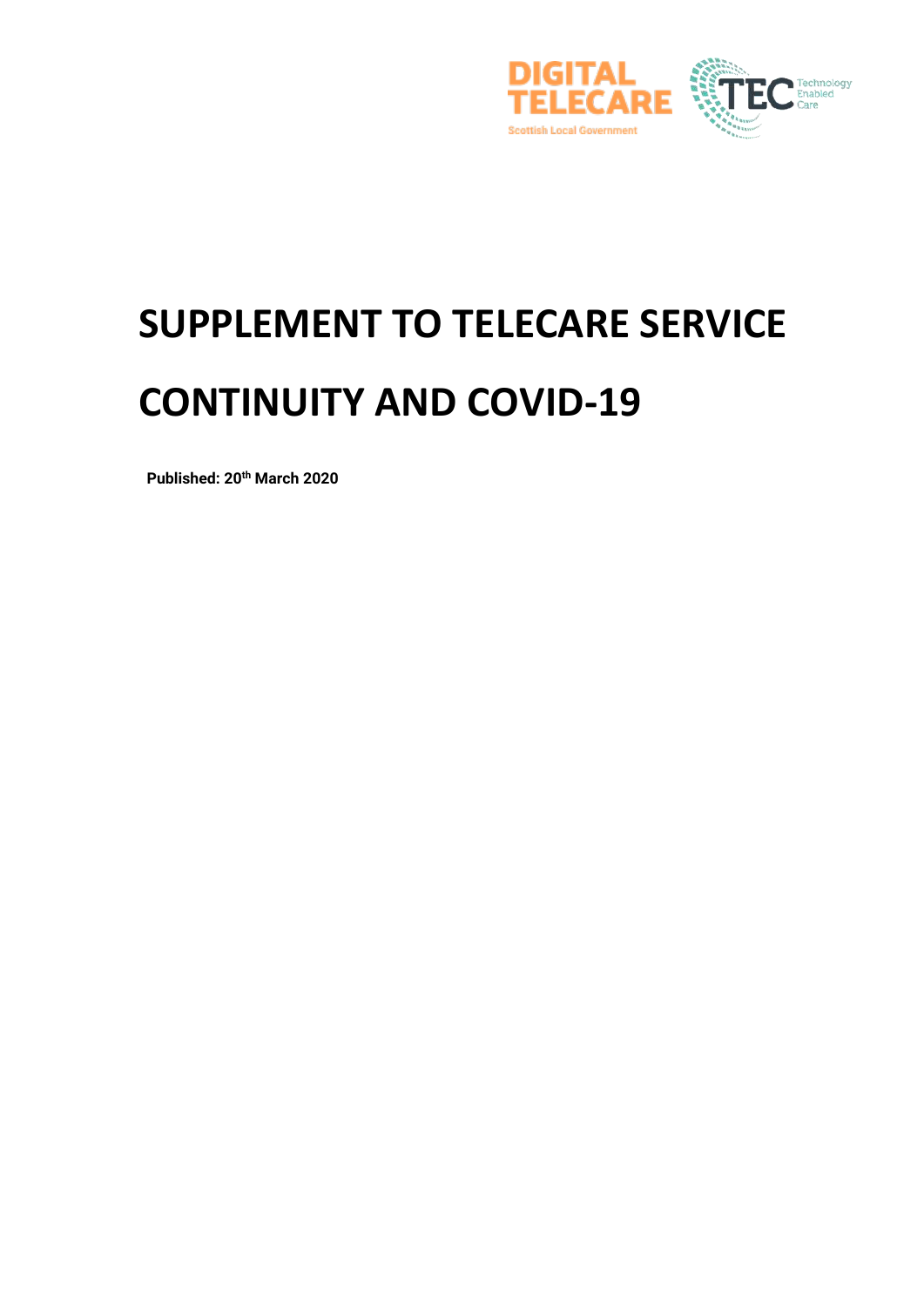# SUPPLEMENT TO TELECARE SERVICE CONTINUITY AND COVID-19

**Published: 20th March 2020**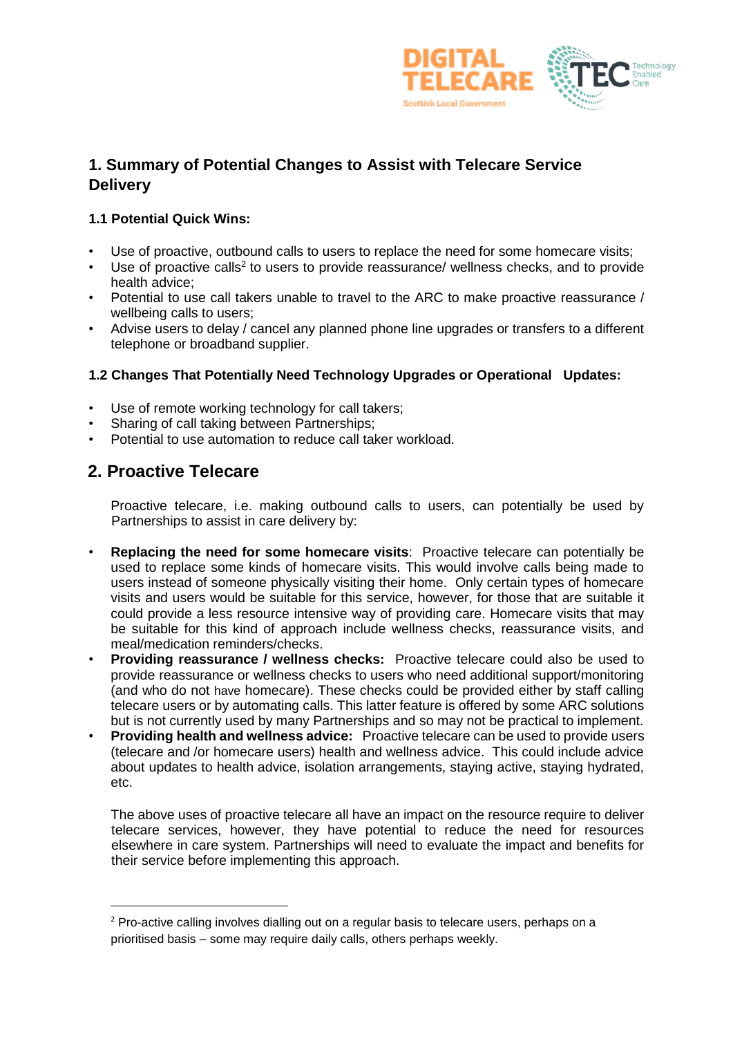## 1. Summary of Potential Changes to Assist with Telecare Service Delivery

### 1.1 Potential Quick Wins:

- Use of proactive, outbound calls to users to replace the need for some homecare visits;
- Use of proactive calls[2] to users to provide reassurance/ wellness checks, and to provide health advice;
- Potential to use call takers unable to travel to the ARC to make proactive reassurance / wellbeing calls to users;
- Advise users to delay / cancel any planned phone line upgrades or transfers to a different telephone or broadband supplier.

### 1.2 Changes That Potentially Need Technology Upgrades or Operational Updates:

- Use of remote working technology for call takers;
- Sharing of call taking between Partnerships;
- Potential to use automation to reduce call taker workload.

## 2. Proactive Telecare

Proactive telecare, i.e. making outbound calls to users, can potentially be used by Partnerships to assist in care delivery by:

- **Replacing the need for some homecare visits**: Proactive telecare can potentially be used to replace some kinds of homecare visits. This would involve calls being made to users instead of someone physically visiting their home. Only certain types of homecare visits and users would be suitable for this service, however, for those that are suitable it could provide a less resource intensive way of providing care. Homecare visits that may be suitable for this kind of approach include wellness checks, reassurance visits, and meal/medication reminders/checks.
- **Providing reassurance / wellness checks:** Proactive telecare could also be used to provide reassurance or wellness checks to users who need additional support/monitoring (and who do not have homecare). These checks could be provided either by staff calling telecare users or by automating calls. This latter feature is offered by some ARC solutions but is not currently used by many Partnerships and so may not be practical to implement.
- **Providing health and wellness advice:** Proactive telecare can be used to provide users (telecare and /or homecare users) health and wellness advice. This could include advice about updates to health advice, isolation arrangements, staying active, staying hydrated, etc.

The above uses of proactive telecare all have an impact on the resource require to deliver telecare services, however, they have potential to reduce the need for resources elsewhere in care system. Partnerships will need to evaluate the impact and benefits for their service before implementing this approach.

---

[2] Pro-active calling involves dialling out on a regular basis to telecare users, perhaps on a prioritised basis – some may require daily calls, others perhaps weekly.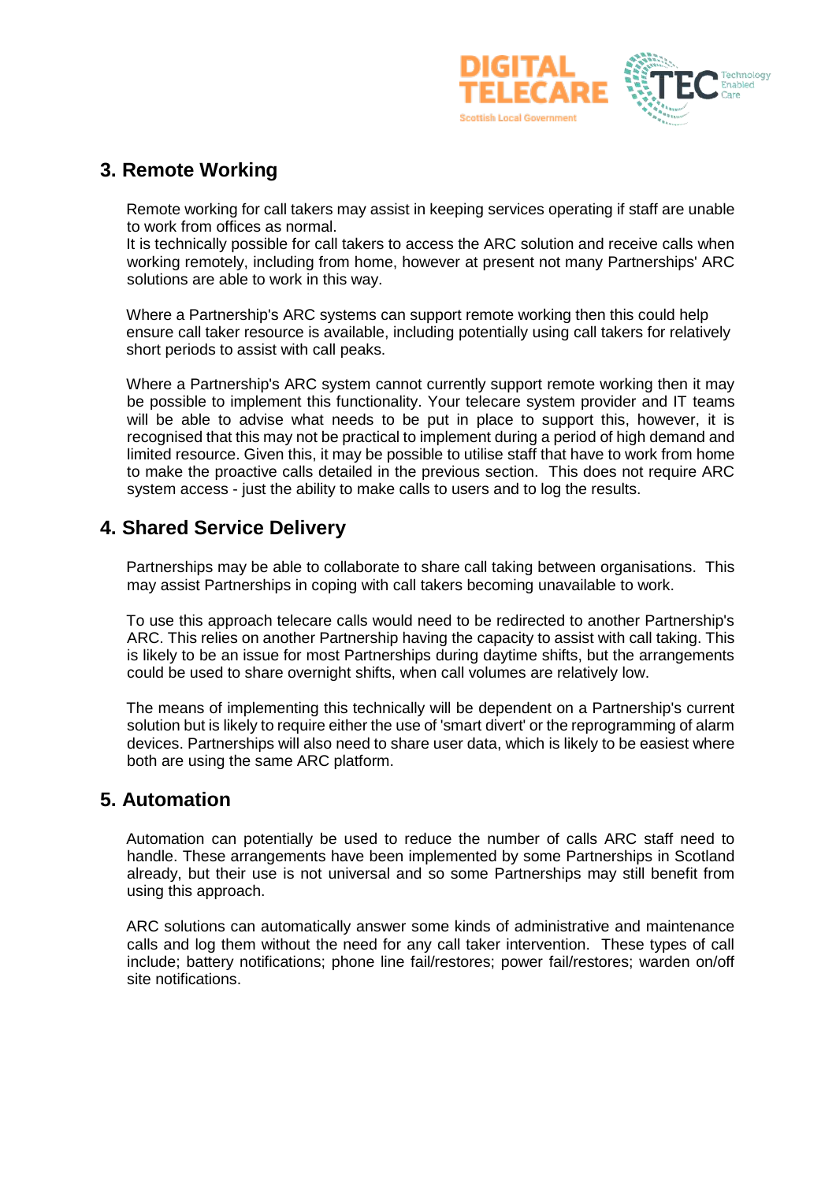## 3. Remote Working

Remote working for call takers may assist in keeping services operating if staff are unable to work from offices as normal.
It is technically possible for call takers to access the ARC solution and receive calls when working remotely, including from home, however at present not many Partnerships' ARC solutions are able to work in this way.

Where a Partnership's ARC systems can support remote working then this could help ensure call taker resource is available, including potentially using call takers for relatively short periods to assist with call peaks.

Where a Partnership's ARC system cannot currently support remote working then it may be possible to implement this functionality. Your telecare system provider and IT teams will be able to advise what needs to be put in place to support this, however, it is recognised that this may not be practical to implement during a period of high demand and limited resource. Given this, it may be possible to utilise staff that have to work from home to make the proactive calls detailed in the previous section. This does not require ARC system access - just the ability to make calls to users and to log the results.

## 4. Shared Service Delivery

Partnerships may be able to collaborate to share call taking between organisations. This may assist Partnerships in coping with call takers becoming unavailable to work.

To use this approach telecare calls would need to be redirected to another Partnership's ARC. This relies on another Partnership having the capacity to assist with call taking. This is likely to be an issue for most Partnerships during daytime shifts, but the arrangements could be used to share overnight shifts, when call volumes are relatively low.

The means of implementing this technically will be dependent on a Partnership's current solution but is likely to require either the use of 'smart divert' or the reprogramming of alarm devices. Partnerships will also need to share user data, which is likely to be easiest where both are using the same ARC platform.

## 5. Automation

Automation can potentially be used to reduce the number of calls ARC staff need to handle. These arrangements have been implemented by some Partnerships in Scotland already, but their use is not universal and so some Partnerships may still benefit from using this approach.

ARC solutions can automatically answer some kinds of administrative and maintenance calls and log them without the need for any call taker intervention. These types of call include; battery notifications; phone line fail/restores; power fail/restores; warden on/off site notifications.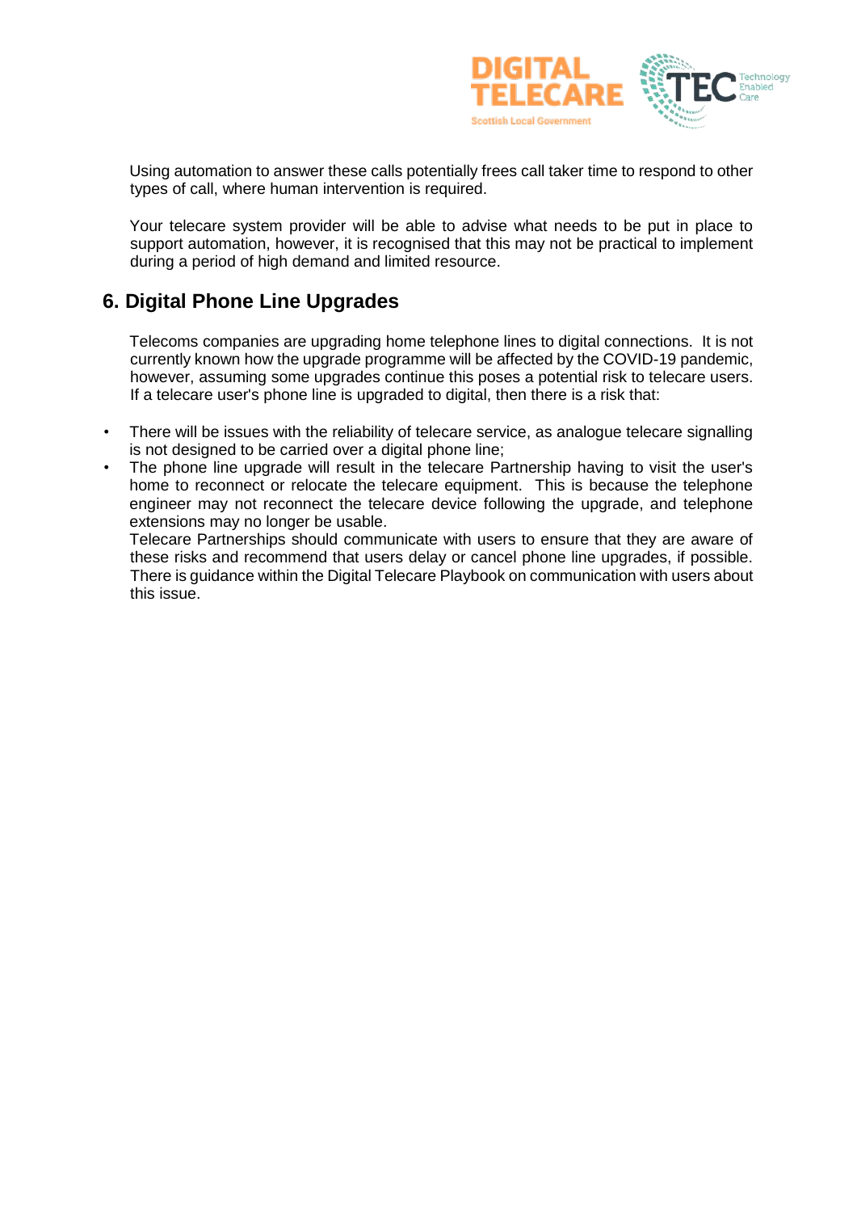Using automation to answer these calls potentially frees call taker time to respond to other types of call, where human intervention is required.

Your telecare system provider will be able to advise what needs to be put in place to support automation, however, it is recognised that this may not be practical to implement during a period of high demand and limited resource.

## 6. Digital Phone Line Upgrades

Telecoms companies are upgrading home telephone lines to digital connections. It is not currently known how the upgrade programme will be affected by the COVID-19 pandemic, however, assuming some upgrades continue this poses a potential risk to telecare users. If a telecare user's phone line is upgraded to digital, then there is a risk that:

- There will be issues with the reliability of telecare service, as analogue telecare signalling is not designed to be carried over a digital phone line;
- The phone line upgrade will result in the telecare Partnership having to visit the user's home to reconnect or relocate the telecare equipment. This is because the telephone engineer may not reconnect the telecare device following the upgrade, and telephone extensions may no longer be usable.

Telecare Partnerships should communicate with users to ensure that they are aware of these risks and recommend that users delay or cancel phone line upgrades, if possible. There is guidance within the Digital Telecare Playbook on communication with users about this issue.